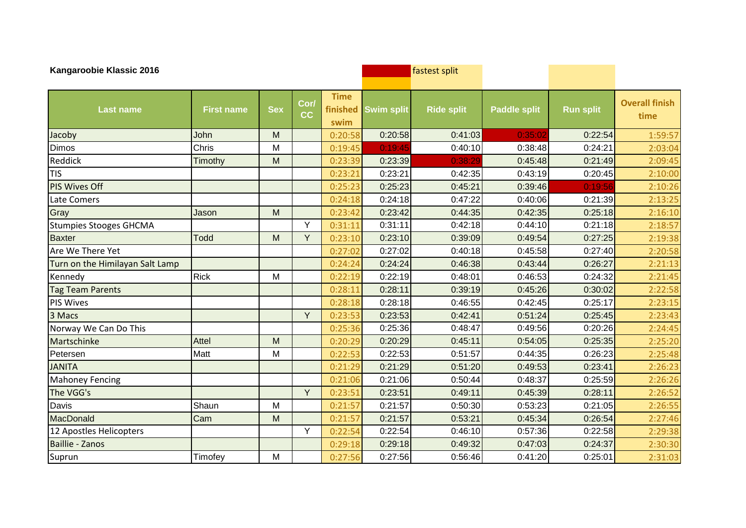**Kangaroobie Klassic 2016**

fastest split

| Last name | First name | Sex | Cor/ CC | Time finished swim | Swim split | Ride split | Paddle split | Run split | Overall finish time |
|---|---|---|---|---|---|---|---|---|---|
| Jacoby | John | M | | 0:20:58 | 0:20:58 | 0:41:03 | 0:35:02 | 0:22:54 | 1:59:57 |
| Dimos | Chris | M | | 0:19:45 | 0:19:45 | 0:40:10 | 0:38:48 | 0:24:21 | 2:03:04 |
| Reddick | Timothy | M | | 0:23:39 | 0:23:39 | 0:38:29 | 0:45:48 | 0:21:49 | 2:09:45 |
| TIS | | | | 0:23:21 | 0:23:21 | 0:42:35 | 0:43:19 | 0:20:45 | 2:10:00 |
| PIS Wives Off | | | | 0:25:23 | 0:25:23 | 0:45:21 | 0:39:46 | 0:19:56 | 2:10:26 |
| Late Comers | | | | 0:24:18 | 0:24:18 | 0:47:22 | 0:40:06 | 0:21:39 | 2:13:25 |
| Gray | Jason | M | | 0:23:42 | 0:23:42 | 0:44:35 | 0:42:35 | 0:25:18 | 2:16:10 |
| Stumpies Stooges GHCMA | | | Y | 0:31:11 | 0:31:11 | 0:42:18 | 0:44:10 | 0:21:18 | 2:18:57 |
| Baxter | Todd | M | Y | 0:23:10 | 0:23:10 | 0:39:09 | 0:49:54 | 0:27:25 | 2:19:38 |
| Are We There Yet | | | | 0:27:02 | 0:27:02 | 0:40:18 | 0:45:58 | 0:27:40 | 2:20:58 |
| Turn on the Himilayan Salt Lamp | | | | 0:24:24 | 0:24:24 | 0:46:38 | 0:43:44 | 0:26:27 | 2:21:13 |
| Kennedy | Rick | M | | 0:22:19 | 0:22:19 | 0:48:01 | 0:46:53 | 0:24:32 | 2:21:45 |
| Tag Team Parents | | | | 0:28:11 | 0:28:11 | 0:39:19 | 0:45:26 | 0:30:02 | 2:22:58 |
| PIS Wives | | | | 0:28:18 | 0:28:18 | 0:46:55 | 0:42:45 | 0:25:17 | 2:23:15 |
| 3 Macs | | | Y | 0:23:53 | 0:23:53 | 0:42:41 | 0:51:24 | 0:25:45 | 2:23:43 |
| Norway We Can Do This | | | | 0:25:36 | 0:25:36 | 0:48:47 | 0:49:56 | 0:20:26 | 2:24:45 |
| Martschinke | Attel | M | | 0:20:29 | 0:20:29 | 0:45:11 | 0:54:05 | 0:25:35 | 2:25:20 |
| Petersen | Matt | M | | 0:22:53 | 0:22:53 | 0:51:57 | 0:44:35 | 0:26:23 | 2:25:48 |
| JANITA | | | | 0:21:29 | 0:21:29 | 0:51:20 | 0:49:53 | 0:23:41 | 2:26:23 |
| Mahoney Fencing | | | | 0:21:06 | 0:21:06 | 0:50:44 | 0:48:37 | 0:25:59 | 2:26:26 |
| The VGG's | | | Y | 0:23:51 | 0:23:51 | 0:49:11 | 0:45:39 | 0:28:11 | 2:26:52 |
| Davis | Shaun | M | | 0:21:57 | 0:21:57 | 0:50:30 | 0:53:23 | 0:21:05 | 2:26:55 |
| MacDonald | Cam | M | | 0:21:57 | 0:21:57 | 0:53:21 | 0:45:34 | 0:26:54 | 2:27:46 |
| 12 Apostles Helicopters | | | Y | 0:22:54 | 0:22:54 | 0:46:10 | 0:57:36 | 0:22:58 | 2:29:38 |
| Baillie - Zanos | | | | 0:29:18 | 0:29:18 | 0:49:32 | 0:47:03 | 0:24:37 | 2:30:30 |
| Suprun | Timofey | M | | 0:27:56 | 0:27:56 | 0:56:46 | 0:41:20 | 0:25:01 | 2:31:03 |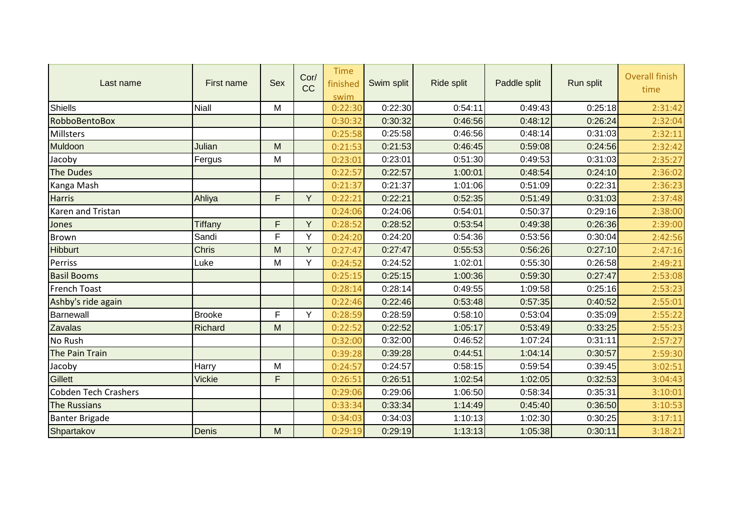| Last name | First name | Sex | Cor/ CC | Time finished swim | Swim split | Ride split | Paddle split | Run split | Overall finish time |
|---|---|---|---|---|---|---|---|---|---|
| Shiells | Niall | M | | 0:22:30 | 0:22:30 | 0:54:11 | 0:49:43 | 0:25:18 | 2:31:42 |
| RobboBentoBox | | | | 0:30:32 | 0:30:32 | 0:46:56 | 0:48:12 | 0:26:24 | 2:32:04 |
| Millsters | | | | 0:25:58 | 0:25:58 | 0:46:56 | 0:48:14 | 0:31:03 | 2:32:11 |
| Muldoon | Julian | M | | 0:21:53 | 0:21:53 | 0:46:45 | 0:59:08 | 0:24:56 | 2:32:42 |
| Jacoby | Fergus | M | | 0:23:01 | 0:23:01 | 0:51:30 | 0:49:53 | 0:31:03 | 2:35:27 |
| The Dudes | | | | 0:22:57 | 0:22:57 | 1:00:01 | 0:48:54 | 0:24:10 | 2:36:02 |
| Kanga Mash | | | | 0:21:37 | 0:21:37 | 1:01:06 | 0:51:09 | 0:22:31 | 2:36:23 |
| Harris | Ahliya | F | Y | 0:22:21 | 0:22:21 | 0:52:35 | 0:51:49 | 0:31:03 | 2:37:48 |
| Karen and Tristan | | | | 0:24:06 | 0:24:06 | 0:54:01 | 0:50:37 | 0:29:16 | 2:38:00 |
| Jones | Tiffany | F | Y | 0:28:52 | 0:28:52 | 0:53:54 | 0:49:38 | 0:26:36 | 2:39:00 |
| Brown | Sandi | F | Y | 0:24:20 | 0:24:20 | 0:54:36 | 0:53:56 | 0:30:04 | 2:42:56 |
| Hibburt | Chris | M | Y | 0:27:47 | 0:27:47 | 0:55:53 | 0:56:26 | 0:27:10 | 2:47:16 |
| Perriss | Luke | M | Y | 0:24:52 | 0:24:52 | 1:02:01 | 0:55:30 | 0:26:58 | 2:49:21 |
| Basil Booms | | | | 0:25:15 | 0:25:15 | 1:00:36 | 0:59:30 | 0:27:47 | 2:53:08 |
| French Toast | | | | 0:28:14 | 0:28:14 | 0:49:55 | 1:09:58 | 0:25:16 | 2:53:23 |
| Ashby's ride again | | | | 0:22:46 | 0:22:46 | 0:53:48 | 0:57:35 | 0:40:52 | 2:55:01 |
| Barnewall | Brooke | F | Y | 0:28:59 | 0:28:59 | 0:58:10 | 0:53:04 | 0:35:09 | 2:55:22 |
| Zavalas | Richard | M | | 0:22:52 | 0:22:52 | 1:05:17 | 0:53:49 | 0:33:25 | 2:55:23 |
| No Rush | | | | 0:32:00 | 0:32:00 | 0:46:52 | 1:07:24 | 0:31:11 | 2:57:27 |
| The Pain Train | | | | 0:39:28 | 0:39:28 | 0:44:51 | 1:04:14 | 0:30:57 | 2:59:30 |
| Jacoby | Harry | M | | 0:24:57 | 0:24:57 | 0:58:15 | 0:59:54 | 0:39:45 | 3:02:51 |
| Gillett | Vickie | F | | 0:26:51 | 0:26:51 | 1:02:54 | 1:02:05 | 0:32:53 | 3:04:43 |
| Cobden Tech Crashers | | | | 0:29:06 | 0:29:06 | 1:06:50 | 0:58:34 | 0:35:31 | 3:10:01 |
| The Russians | | | | 0:33:34 | 0:33:34 | 1:14:49 | 0:45:40 | 0:36:50 | 3:10:53 |
| Banter Brigade | | | | 0:34:03 | 0:34:03 | 1:10:13 | 1:02:30 | 0:30:25 | 3:17:11 |
| Shpartakov | Denis | M | | 0:29:19 | 0:29:19 | 1:13:13 | 1:05:38 | 0:30:11 | 3:18:21 |